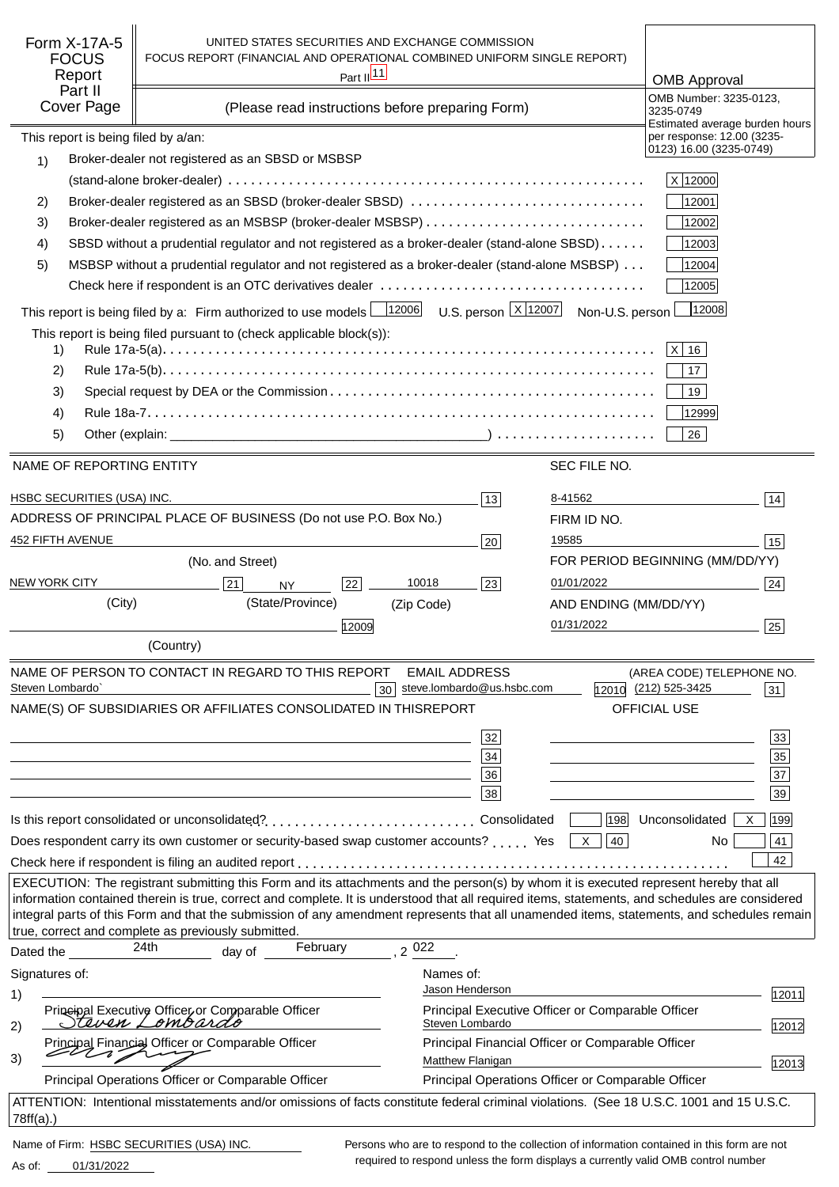Form X-17A-5 FOCUS Report Part II Cover Page

UNITED STATES SECURITIES AND EXCHANGE COMMISSION
FOCUS REPORT (FINANCIAL AND OPERATIONAL COMBINED UNIFORM SINGLE REPORT)
Part II [11]

(Please read instructions before preparing Form)

OMB Approval
OMB Number: 3235-0123, 3235-0749
Estimated average burden hours per response: 12.00 (3235-0123) 16.00 (3235-0749)

This report is being filed by a/an:

1) Broker-dealer not registered as an SBSD or MSBSP (stand-alone broker-dealer) . . . . . . X [12000]
2) Broker-dealer registered as an SBSD (broker-dealer SBSD) . . . . . . [12001]
3) Broker-dealer registered as an MSBSP (broker-dealer MSBSP) . . . . . . [12002]
4) SBSD without a prudential regulator and not registered as a broker-dealer (stand-alone SBSD) . . . . . . [12003]
5) MSBSP without a prudential regulator and not registered as a broker-dealer (stand-alone MSBSP) . . . [12004]

Check here if respondent is an OTC derivatives dealer . . . . . . [12005]

This report is being filed by a: Firm authorized to use models [12006] U.S. person X [12007] Non-U.S. person [12008]

This report is being filed pursuant to (check applicable block(s)):

1) Rule 17a-5(a). . . . . . X [16]
2) Rule 17a-5(b). . . . . . [17]
3) Special request by DEA or the Commission . . . . . . [19]
4) Rule 18a-7. . . . . . [12999]
5) Other (explain: ______) . . . . . . [26]

| NAME OF REPORTING ENTITY | | SEC FILE NO. | |
|---|---|---|---|
| HSBC SECURITIES (USA) INC. | [13] | 8-41562 | [14] |
| ADDRESS OF PRINCIPAL PLACE OF BUSINESS (Do not use P.O. Box No.) | | FIRM ID NO. | |
| 452 FIFTH AVENUE | [20] | 19585 | [15] |
| (No. and Street) | | FOR PERIOD BEGINNING (MM/DD/YY) | |
| NEW YORK CITY [21] NY [22] 10018 | [23] | 01/01/2022 | [24] |
| (City) (State/Province) (Zip Code) | | AND ENDING (MM/DD/YY) | |
| | [12009] | 01/31/2022 | [25] |
| (Country) | | | |

| NAME OF PERSON TO CONTACT IN REGARD TO THIS REPORT | | EMAIL ADDRESS | | (AREA CODE) TELEPHONE NO. | |
|---|---|---|---|---|---|
| Steven Lombardo` | [30] | steve.lombardo@us.hsbc.com | [12010] | (212) 525-3425 | [31] |

| NAME(S) OF SUBSIDIARIES OR AFFILIATES CONSOLIDATED IN THISREPORT | | OFFICIAL USE | |
|---|---|---|---|
| | [32] | | [33] |
| | [34] | | [35] |
| | [36] | | [37] |
| | [38] | | [39] |

Is this report consolidated or unconsolidated? . . . . . . Consolidated [198] Unconsolidated X [199]

Does respondent carry its own customer or security-based swap customer accounts? . . . . . Yes X [40] No [41]

Check here if respondent is filing an audited report . . . . . . [42]

EXECUTION: The registrant submitting this Form and its attachments and the person(s) by whom it is executed represent hereby that all information contained therein is true, correct and complete. It is understood that all required items, statements, and schedules are considered integral parts of this Form and that the submission of any amendment represents that all unamended items, statements, and schedules remain true, correct and complete as previously submitted.

Dated the 24th day of February, 2022.

| Signatures of: | Names of: | |
|---|---|---|
| 1) ______ Principal Executive Officer or Comparable Officer | Jason Henderson — Principal Executive Officer or Comparable Officer | [12011] |
| 2) *Steven Lombardo* Principal Financial Officer or Comparable Officer | Steven Lombardo — Principal Financial Officer or Comparable Officer | [12012] |
| 3) *(signature)* Principal Operations Officer or Comparable Officer | Matthew Flanigan — Principal Operations Officer or Comparable Officer | [12013] |

ATTENTION: Intentional misstatements and/or omissions of facts constitute federal criminal violations. (See 18 U.S.C. 1001 and 15 U.S.C. 78ff(a).)

Name of Firm: HSBC SECURITIES (USA) INC.

As of: 01/31/2022

Persons who are to respond to the collection of information contained in this form are not required to respond unless the form displays a currently valid OMB control number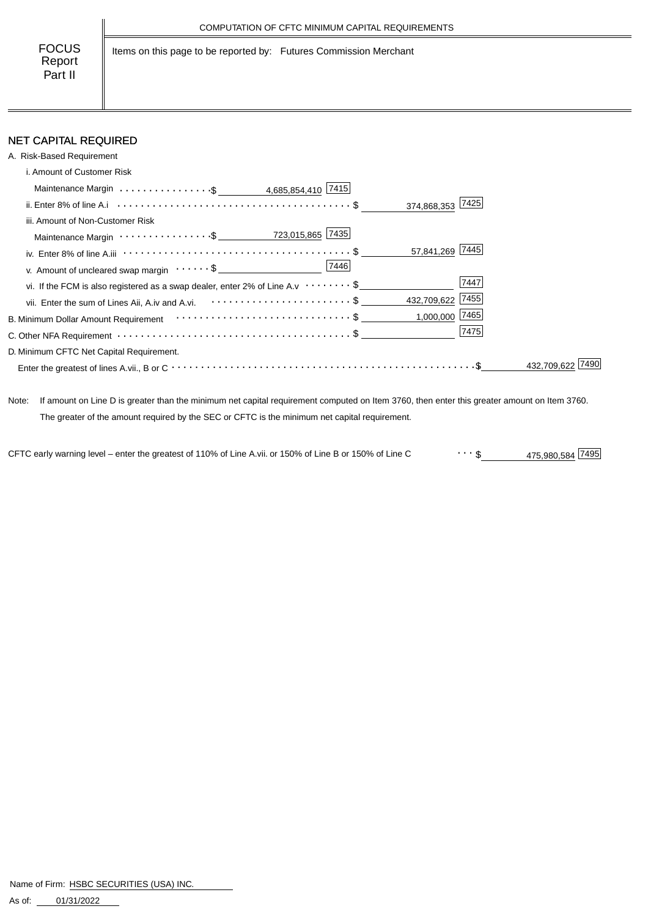COMPUTATION OF CFTC MINIMUM CAPITAL REQUIREMENTS

**FOCUS Report Part II**

Items on this page to be reported by: Futures Commission Merchant

## NET CAPITAL REQUIRED

A. Risk-Based Requirement

| | | | | | |
|---|---|---|---|---|---|
| i. Amount of Customer Risk Maintenance Margin | $ 4,685,854,410 | 7415 | | | |
| ii. Enter 8% of line A.i | | | $ 374,868,353 | 7425 | |
| iii. Amount of Non-Customer Risk Maintenance Margin | $ 723,015,865 | 7435 | | | |
| iv. Enter 8% of line A.iii | | | $ 57,841,269 | 7445 | |
| v. Amount of uncleared swap margin | $ | 7446 | | | |
| vi. If the FCM is also registered as a swap dealer, enter 2% of Line A.v | | | $ | 7447 | |
| vii. Enter the sum of Lines Aii, A.iv and A.vi. | | | $ 432,709,622 | 7455 | |
| B. Minimum Dollar Amount Requirement | | | $ 1,000,000 | 7465 | |
| C. Other NFA Requirement | | | $ | 7475 | |
| D. Minimum CFTC Net Capital Requirement. Enter the greatest of lines A.vii., B or C | | | | | $ 432,709,622 7490 |

Note: If amount on Line D is greater than the minimum net capital requirement computed on Item 3760, then enter this greater amount on Item 3760. The greater of the amount required by the SEC or CFTC is the minimum net capital requirement.

CFTC early warning level – enter the greatest of 110% of Line A.vii. or 150% of Line B or 150% of Line C ... $ 475,980,584 7495

Name of Firm: HSBC SECURITIES (USA) INC.

As of: 01/31/2022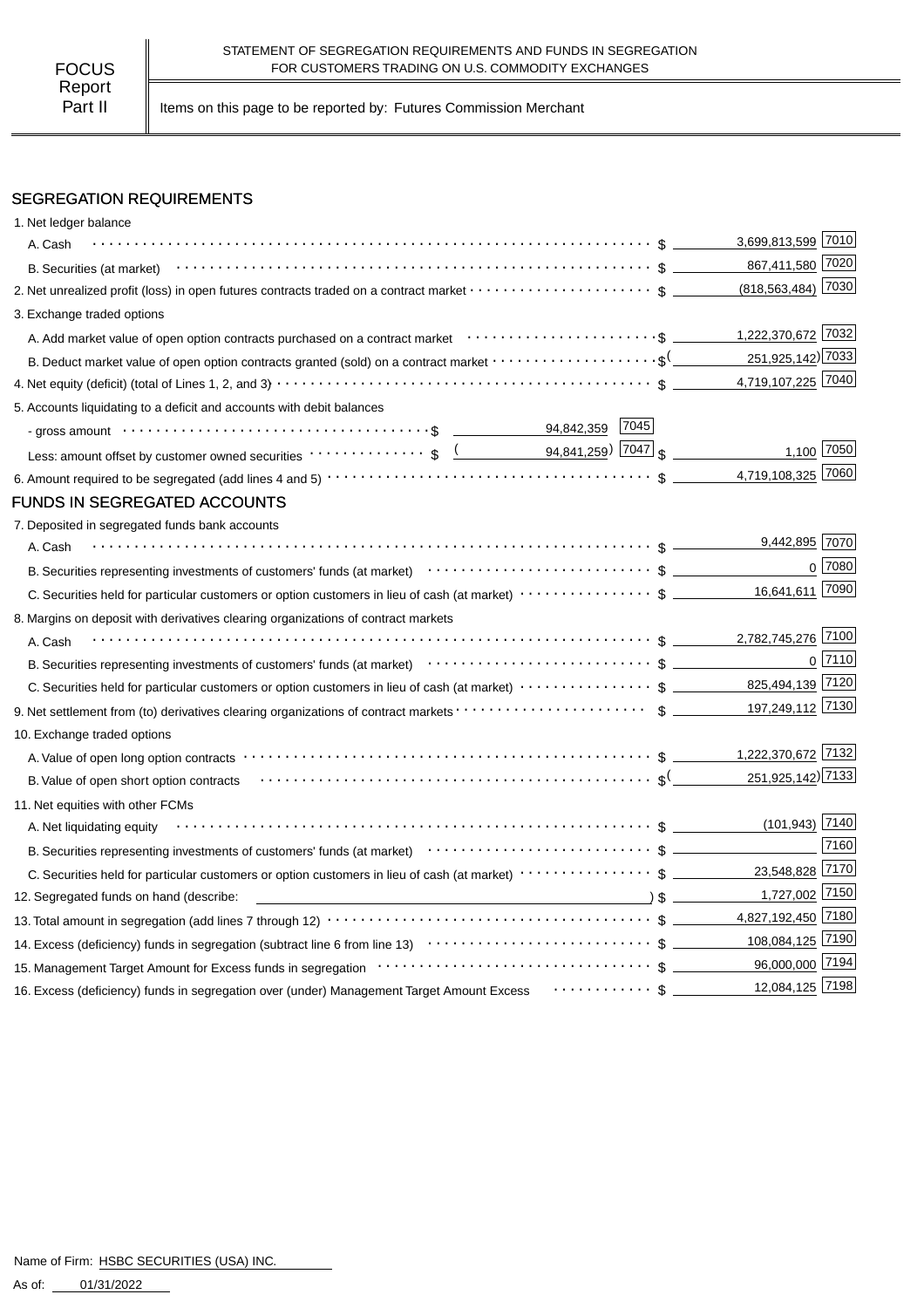FOCUS Report Part II

STATEMENT OF SEGREGATION REQUIREMENTS AND FUNDS IN SEGREGATION FOR CUSTOMERS TRADING ON U.S. COMMODITY EXCHANGES

Items on this page to be reported by: Futures Commission Merchant

## SEGREGATION REQUIREMENTS

| Item | | | Amount | Code |
|---|---|---|---|---|
| 1. Net ledger balance | | | | |
| A. Cash | | | $ 3,699,813,599 | 7010 |
| B. Securities (at market) | | | $ 867,411,580 | 7020 |
| 2. Net unrealized profit (loss) in open futures contracts traded on a contract market | | | $ (818,563,484) | 7030 |
| 3. Exchange traded options | | | | |
| A. Add market value of open option contracts purchased on a contract market | | | $ 1,222,370,672 | 7032 |
| B. Deduct market value of open option contracts granted (sold) on a contract market | | | $ (251,925,142) | 7033 |
| 4. Net equity (deficit) (total of Lines 1, 2, and 3) | | | $ 4,719,107,225 | 7040 |
| 5. Accounts liquidating to a deficit and accounts with debit balances | | | | |
| - gross amount | $ 94,842,359 | 7045 | | |
| Less: amount offset by customer owned securities | $ (94,841,259) | 7047 | $ 1,100 | 7050 |
| 6. Amount required to be segregated (add lines 4 and 5) | | | $ 4,719,108,325 | 7060 |

## FUNDS IN SEGREGATED ACCOUNTS

| Item | Amount | Code |
|---|---|---|
| 7. Deposited in segregated funds bank accounts | | |
| A. Cash | $ 9,442,895 | 7070 |
| B. Securities representing investments of customers' funds (at market) | $ 0 | 7080 |
| C. Securities held for particular customers or option customers in lieu of cash (at market) | $ 16,641,611 | 7090 |
| 8. Margins on deposit with derivatives clearing organizations of contract markets | | |
| A. Cash | $ 2,782,745,276 | 7100 |
| B. Securities representing investments of customers' funds (at market) | $ 0 | 7110 |
| C. Securities held for particular customers or option customers in lieu of cash (at market) | $ 825,494,139 | 7120 |
| 9. Net settlement from (to) derivatives clearing organizations of contract markets | $ 197,249,112 | 7130 |
| 10. Exchange traded options | | |
| A. Value of open long option contracts | $ 1,222,370,672 | 7132 |
| B. Value of open short option contracts | $ (251,925,142) | 7133 |
| 11. Net equities with other FCMs | | |
| A. Net liquidating equity | $ (101,943) | 7140 |
| B. Securities representing investments of customers' funds (at market) | $ | 7160 |
| C. Securities held for particular customers or option customers in lieu of cash (at market) | $ 23,548,828 | 7170 |
| 12. Segregated funds on hand (describe: ) | $ 1,727,002 | 7150 |
| 13. Total amount in segregation (add lines 7 through 12) | $ 4,827,192,450 | 7180 |
| 14. Excess (deficiency) funds in segregation (subtract line 6 from line 13) | $ 108,084,125 | 7190 |
| 15. Management Target Amount for Excess funds in segregation | $ 96,000,000 | 7194 |
| 16. Excess (deficiency) funds in segregation over (under) Management Target Amount Excess | $ 12,084,125 | 7198 |

Name of Firm: HSBC SECURITIES (USA) INC.

As of: 01/31/2022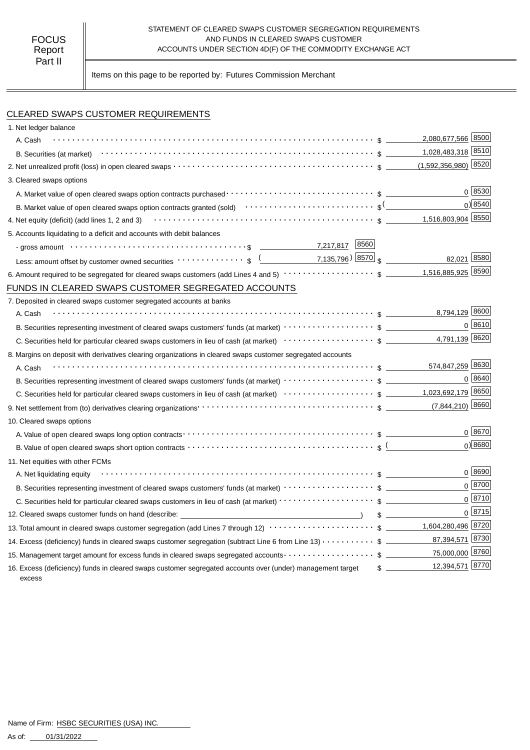FOCUS Report Part II

STATEMENT OF CLEARED SWAPS CUSTOMER SEGREGATION REQUIREMENTS AND FUNDS IN CLEARED SWAPS CUSTOMER ACCOUNTS UNDER SECTION 4D(F) OF THE COMMODITY EXCHANGE ACT

Items on this page to be reported by: Futures Commission Merchant

## CLEARED SWAPS CUSTOMER REQUIREMENTS

| Item | | | Amount | Code |
|---|---|---|---|---|
| 1. Net ledger balance | | | | |
| A. Cash | | | $ 2,080,677,566 | 8500 |
| B. Securities (at market) | | | $ 1,028,483,318 | 8510 |
| 2. Net unrealized profit (loss) in open cleared swaps | | | $ (1,592,356,980) | 8520 |
| 3. Cleared swaps options | | | | |
| A. Market value of open cleared swaps option contracts purchased | | | $ 0 | 8530 |
| B. Market value of open cleared swaps option contracts granted (sold) | | | $ (0) | 8540 |
| 4. Net equity (deficit) (add lines 1, 2 and 3) | | | $ 1,516,803,904 | 8550 |
| 5. Accounts liquidating to a deficit and accounts with debit balances | | | | |
| - gross amount | $ 7,217,817 | 8560 | | |
| Less: amount offset by customer owned securities | $ (7,135,796) | 8570 | $ 82,021 | 8580 |
| 6. Amount required to be segregated for cleared swaps customers (add Lines 4 and 5) | | | $ 1,516,885,925 | 8590 |

## FUNDS IN CLEARED SWAPS CUSTOMER SEGREGATED ACCOUNTS

| Item | Amount | Code |
|---|---|---|
| 7. Deposited in cleared swaps customer segregated accounts at banks | | |
| A. Cash | $ 8,794,129 | 8600 |
| B. Securities representing investment of cleared swaps customers' funds (at market) | $ 0 | 8610 |
| C. Securities held for particular cleared swaps customers in lieu of cash (at market) | $ 4,791,139 | 8620 |
| 8. Margins on deposit with derivatives clearing organizations in cleared swaps customer segregated accounts | | |
| A. Cash | $ 574,847,259 | 8630 |
| B. Securities representing investment of cleared swaps customers' funds (at market) | $ 0 | 8640 |
| C. Securities held for particular cleared swaps customers in lieu of cash (at market) | $ 1,023,692,179 | 8650 |
| 9. Net settlement from (to) derivatives clearing organizations | $ (7,844,210) | 8660 |
| 10. Cleared swaps options | | |
| A. Value of open cleared swaps long option contracts | $ 0 | 8670 |
| B. Value of open cleared swaps short option contracts | $ (0) | 8680 |
| 11. Net equities with other FCMs | | |
| A. Net liquidating equity | $ 0 | 8690 |
| B. Securities representing investment of cleared swaps customers' funds (at market) | $ 0 | 8700 |
| C. Securities held for particular cleared swaps customers in lieu of cash (at market) | $ 0 | 8710 |
| 12. Cleared swaps customer funds on hand (describe: ) | $ 0 | 8715 |
| 13. Total amount in cleared swaps customer segregation (add Lines 7 through 12) | $ 1,604,280,496 | 8720 |
| 14. Excess (deficiency) funds in cleared swaps customer segregation (subtract Line 6 from Line 13) | $ 87,394,571 | 8730 |
| 15. Management target amount for excess funds in cleared swaps segregated accounts | $ 75,000,000 | 8760 |
| 16. Excess (deficiency) funds in cleared swaps customer segregated accounts over (under) management target excess | $ 12,394,571 | 8770 |

Name of Firm: HSBC SECURITIES (USA) INC.

As of: 01/31/2022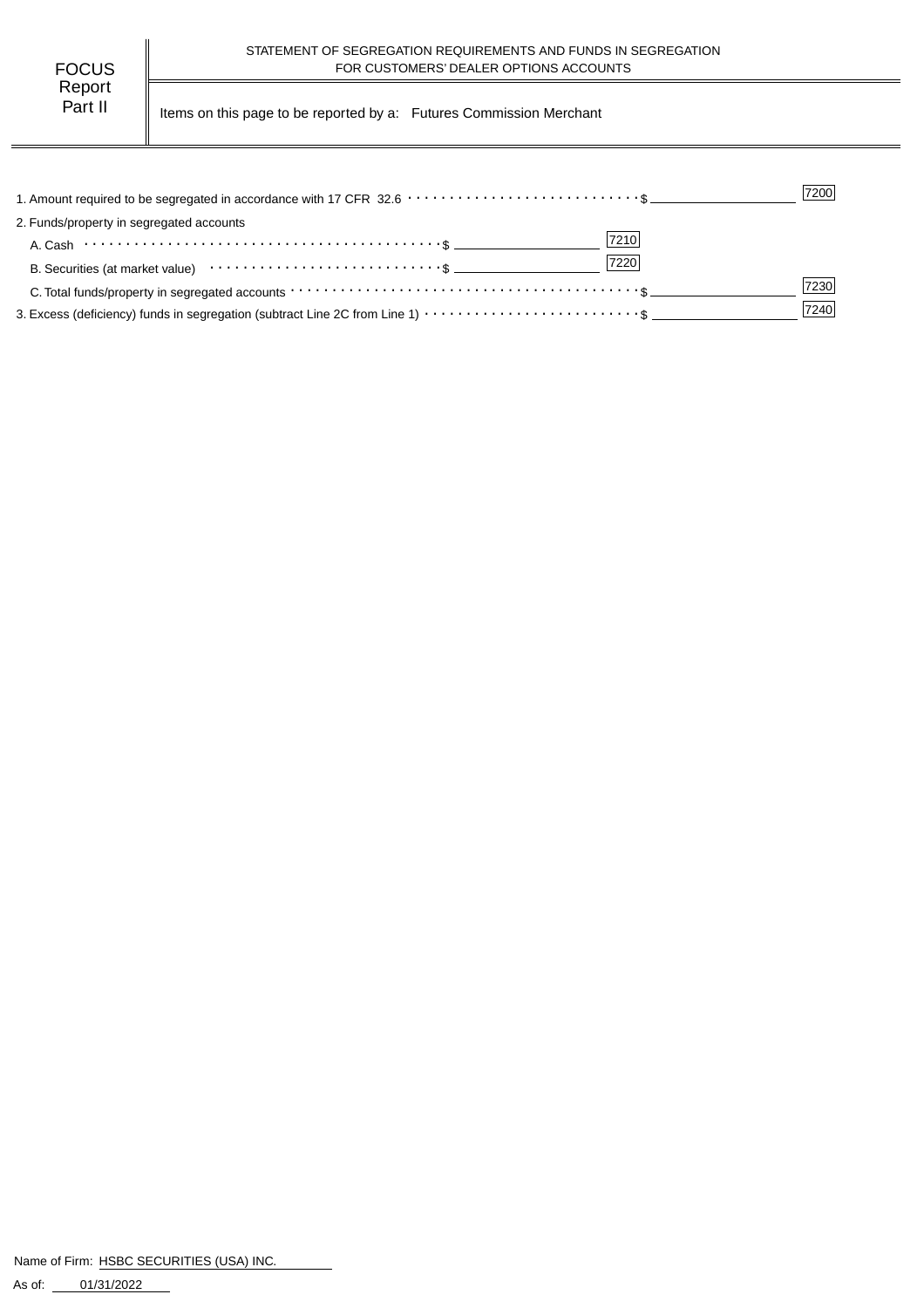FOCUS Report Part II

STATEMENT OF SEGREGATION REQUIREMENTS AND FUNDS IN SEGREGATION
FOR CUSTOMERS' DEALER OPTIONS ACCOUNTS

Items on this page to be reported by a: Futures Commission Merchant

| Item | | | Code |
|---|---|---|---|
| 1. Amount required to be segregated in accordance with 17 CFR 32.6 | | $ | 7200 |
| 2. Funds/property in segregated accounts | | | |
| A. Cash | $ | 7210 | |
| B. Securities (at market value) | $ | 7220 | |
| C. Total funds/property in segregated accounts | | $ | 7230 |
| 3. Excess (deficiency) funds in segregation (subtract Line 2C from Line 1) | | $ | 7240 |

Name of Firm: HSBC SECURITIES (USA) INC.

As of: 01/31/2022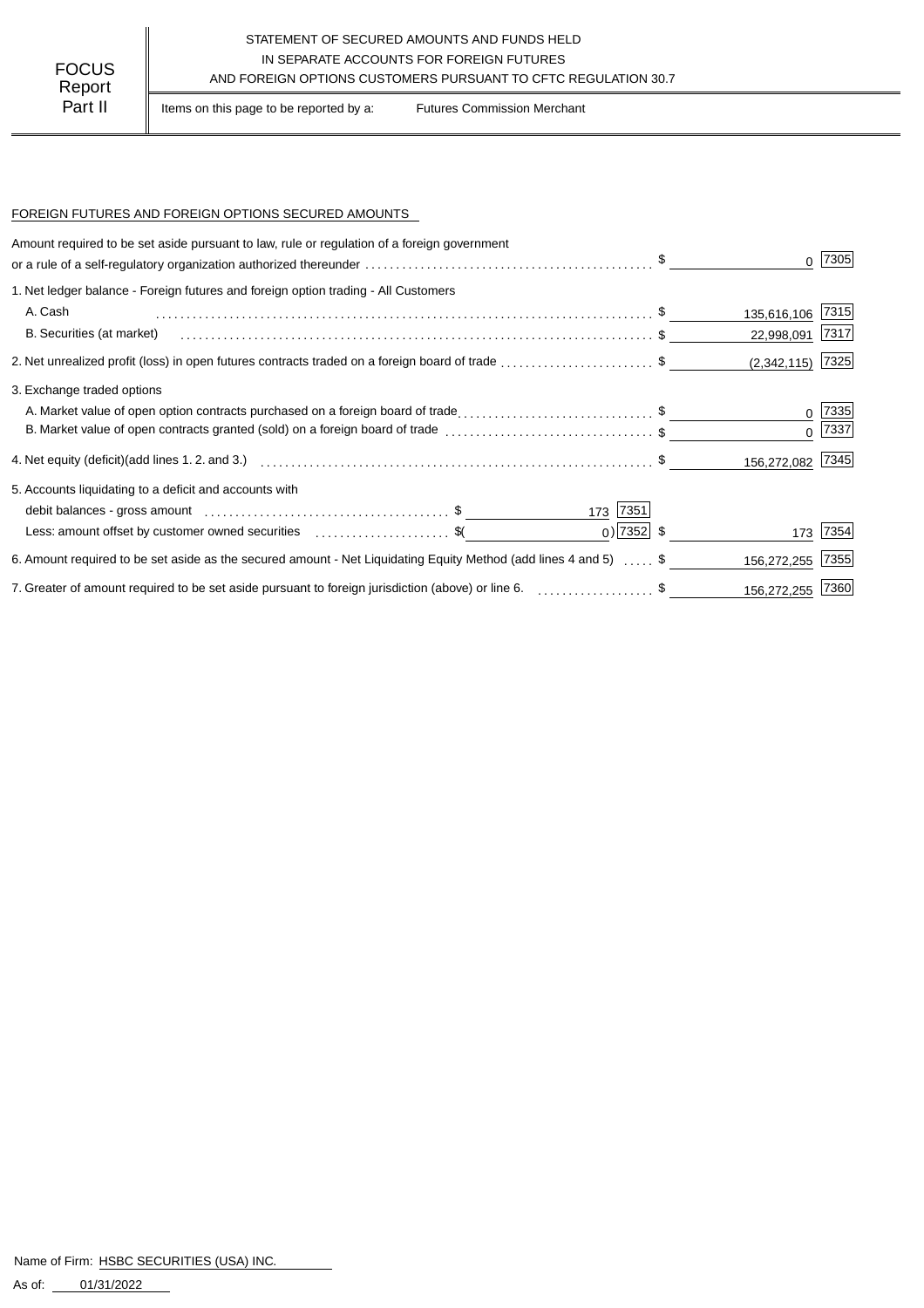FOCUS Report Part II

STATEMENT OF SECURED AMOUNTS AND FUNDS HELD IN SEPARATE ACCOUNTS FOR FOREIGN FUTURES AND FOREIGN OPTIONS CUSTOMERS PURSUANT TO CFTC REGULATION 30.7

Items on this page to be reported by a: Futures Commission Merchant

## FOREIGN FUTURES AND FOREIGN OPTIONS SECURED AMOUNTS

| Description | | | Amount | Code |
|---|---|---|---|---|
| Amount required to be set aside pursuant to law, rule or regulation of a foreign government or a rule of a self-regulatory organization authorized thereunder | | | $ 0 | 7305 |
| 1. Net ledger balance - Foreign futures and foreign option trading - All Customers | | | | |
| A. Cash | | | $ 135,616,106 | 7315 |
| B. Securities (at market) | | | $ 22,998,091 | 7317 |
| 2. Net unrealized profit (loss) in open futures contracts traded on a foreign board of trade | | | $ (2,342,115) | 7325 |
| 3. Exchange traded options | | | | |
| A. Market value of open option contracts purchased on a foreign board of trade | | | $ 0 | 7335 |
| B. Market value of open contracts granted (sold) on a foreign board of trade | | | $ 0 | 7337 |
| 4. Net equity (deficit)(add lines 1. 2. and 3.) | | | $ 156,272,082 | 7345 |
| 5. Accounts liquidating to a deficit and accounts with | | | | |
| debit balances - gross amount | $ 173 | 7351 | | |
| Less: amount offset by customer owned securities | $( 0) | 7352 | $ 173 | 7354 |
| 6. Amount required to be set aside as the secured amount - Net Liquidating Equity Method (add lines 4 and 5) | | | $ 156,272,255 | 7355 |
| 7. Greater of amount required to be set aside pursuant to foreign jurisdiction (above) or line 6. | | | $ 156,272,255 | 7360 |

Name of Firm: HSBC SECURITIES (USA) INC.

As of: 01/31/2022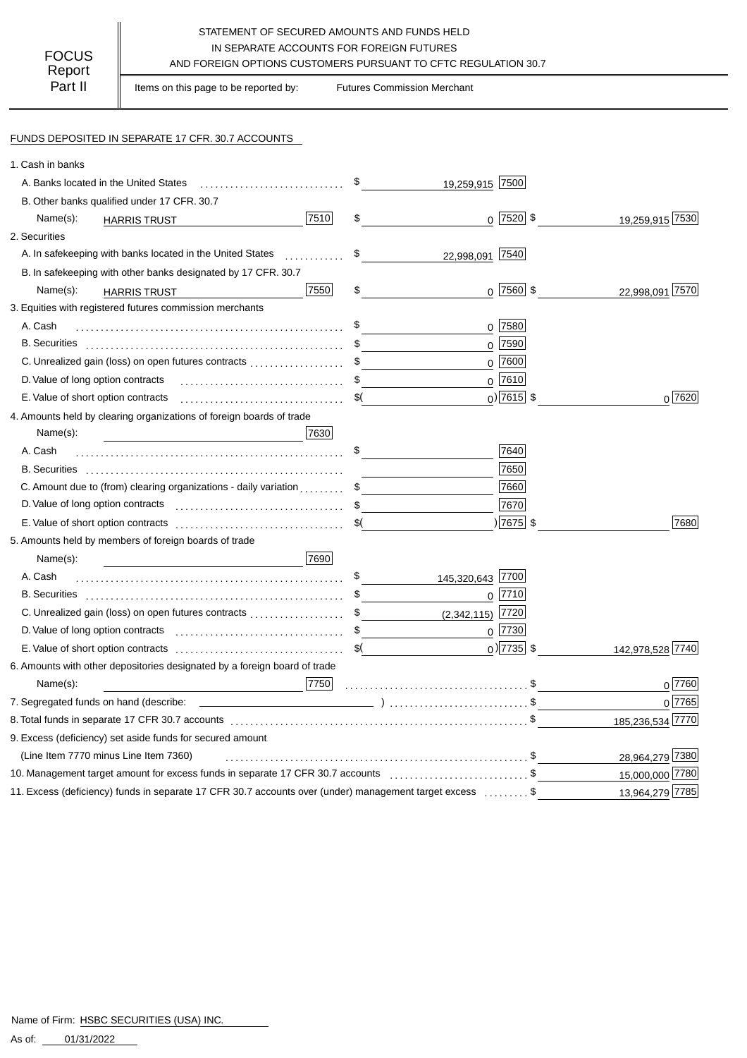FOCUS Report Part II

STATEMENT OF SECURED AMOUNTS AND FUNDS HELD IN SEPARATE ACCOUNTS FOR FOREIGN FUTURES AND FOREIGN OPTIONS CUSTOMERS PURSUANT TO CFTC REGULATION 30.7

Items on this page to be reported by: Futures Commission Merchant

FUNDS DEPOSITED IN SEPARATE 17 CFR. 30.7 ACCOUNTS

| | | | | |
|---|---|---|---|---|
| 1. Cash in banks | | | | |
| A. Banks located in the United States | $ 19,259,915 | 7500 | | |
| B. Other banks qualified under 17 CFR. 30.7 | | | | |
| Name(s): HARRIS TRUST 7510 | $ 0 | 7520 | $ 19,259,915 | 7530 |
| 2. Securities | | | | |
| A. In safekeeping with banks located in the United States | $ 22,998,091 | 7540 | | |
| B. In safekeeping with other banks designated by 17 CFR. 30.7 | | | | |
| Name(s): HARRIS TRUST 7550 | $ 0 | 7560 | $ 22,998,091 | 7570 |
| 3. Equities with registered futures commission merchants | | | | |
| A. Cash | $ 0 | 7580 | | |
| B. Securities | $ 0 | 7590 | | |
| C. Unrealized gain (loss) on open futures contracts | $ 0 | 7600 | | |
| D. Value of long option contracts | $ 0 | 7610 | | |
| E. Value of short option contracts | $( 0) | 7615 | $ 0 | 7620 |
| 4. Amounts held by clearing organizations of foreign boards of trade | | | | |
| Name(s): 7630 | | | | |
| A. Cash | $ | 7640 | | |
| B. Securities | | 7650 | | |
| C. Amount due to (from) clearing organizations - daily variation | $ | 7660 | | |
| D. Value of long option contracts | $ | 7670 | | |
| E. Value of short option contracts | $( ) | 7675 | $ | 7680 |
| 5. Amounts held by members of foreign boards of trade | | | | |
| Name(s): 7690 | | | | |
| A. Cash | $ 145,320,643 | 7700 | | |
| B. Securities | $ 0 | 7710 | | |
| C. Unrealized gain (loss) on open futures contracts | $ (2,342,115) | 7720 | | |
| D. Value of long option contracts | $ 0 | 7730 | | |
| E. Value of short option contracts | $( 0) | 7735 | $ 142,978,528 | 7740 |
| 6. Amounts with other depositories designated by a foreign board of trade | | | | |
| Name(s): 7750 | | | $ 0 | 7760 |
| 7. Segregated funds on hand (describe: ) | | | $ 0 | 7765 |
| 8. Total funds in separate 17 CFR 30.7 accounts | | | $ 185,236,534 | 7770 |
| 9. Excess (deficiency) set aside funds for secured amount | | | | |
| (Line Item 7770 minus Line Item 7360) | | | $ 28,964,279 | 7380 |
| 10. Management target amount for excess funds in separate 17 CFR 30.7 accounts | | | $ 15,000,000 | 7780 |
| 11. Excess (deficiency) funds in separate 17 CFR 30.7 accounts over (under) management target excess | | | $ 13,964,279 | 7785 |

Name of Firm: HSBC SECURITIES (USA) INC.

As of: 01/31/2022